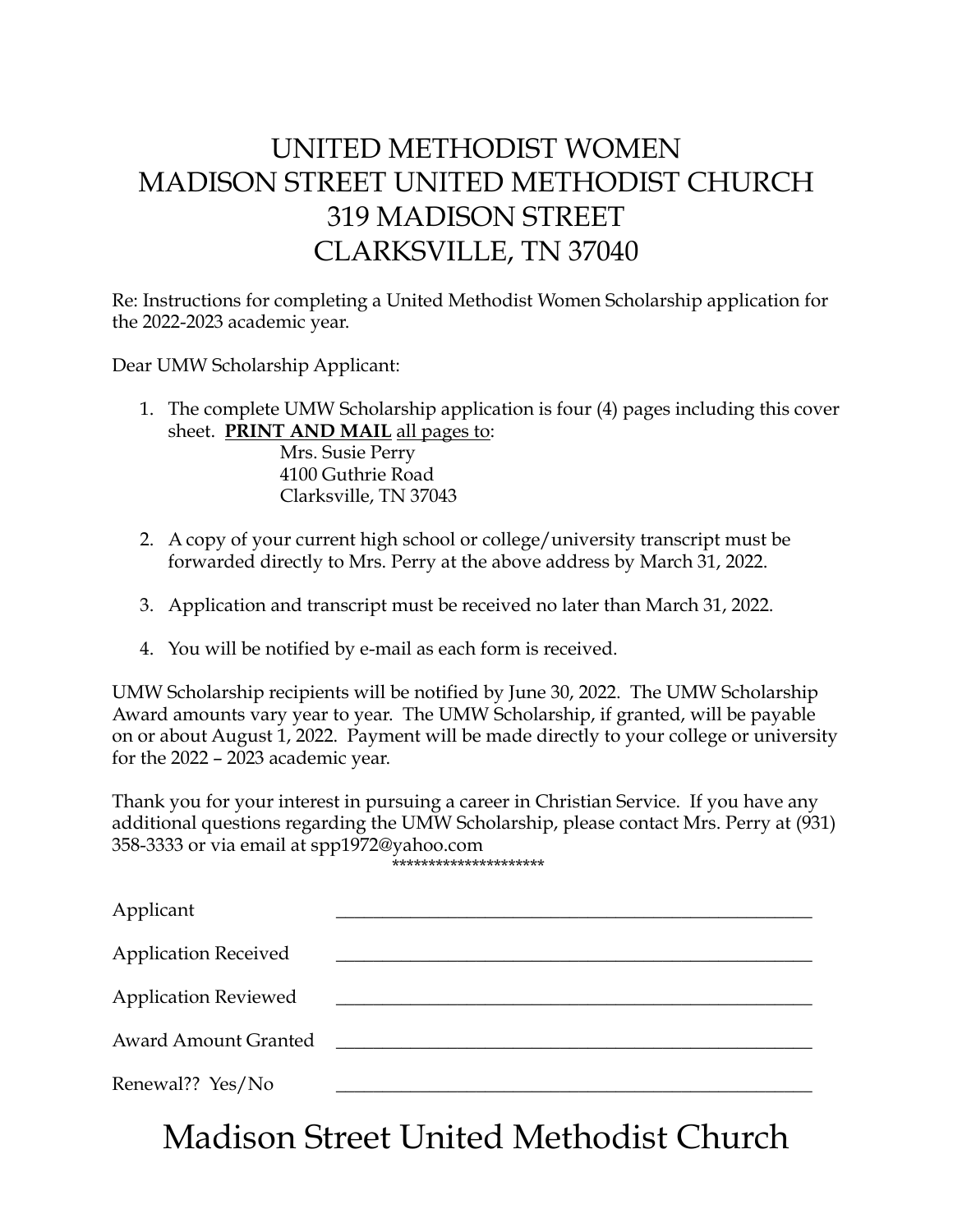# UNITED METHODIST WOMEN
# MADISON STREET UNITED METHODIST CHURCH
# 319 MADISON STREET
# CLARKSVILLE, TN 37040

Re: Instructions for completing a United Methodist Women Scholarship application for the 2022-2023 academic year.

Dear UMW Scholarship Applicant:

1. The complete UMW Scholarship application is four (4) pages including this cover sheet. **PRINT AND MAIL** all pages to:

   Mrs. Susie Perry
   4100 Guthrie Road
   Clarksville, TN 37043

2. A copy of your current high school or college/university transcript must be forwarded directly to Mrs. Perry at the above address by March 31, 2022.

3. Application and transcript must be received no later than March 31, 2022.

4. You will be notified by e-mail as each form is received.

UMW Scholarship recipients will be notified by June 30, 2022. The UMW Scholarship Award amounts vary year to year. The UMW Scholarship, if granted, will be payable on or about August 1, 2022. Payment will be made directly to your college or university for the 2022 – 2023 academic year.

Thank you for your interest in pursuing a career in Christian Service. If you have any additional questions regarding the UMW Scholarship, please contact Mrs. Perry at (931) 358-3333 or via email at spp1972@yahoo.com

*********************

Applicant \_\_\_\_\_\_\_\_\_\_\_\_\_\_\_\_\_\_\_\_\_\_\_\_\_\_\_\_\_\_\_\_\_\_\_\_\_\_\_\_

Application Received \_\_\_\_\_\_\_\_\_\_\_\_\_\_\_\_\_\_\_\_\_\_\_\_\_\_\_\_\_\_\_\_\_\_\_\_\_\_\_\_

Application Reviewed \_\_\_\_\_\_\_\_\_\_\_\_\_\_\_\_\_\_\_\_\_\_\_\_\_\_\_\_\_\_\_\_\_\_\_\_\_\_\_\_

Award Amount Granted \_\_\_\_\_\_\_\_\_\_\_\_\_\_\_\_\_\_\_\_\_\_\_\_\_\_\_\_\_\_\_\_\_\_\_\_\_\_\_\_

Renewal?? Yes/No \_\_\_\_\_\_\_\_\_\_\_\_\_\_\_\_\_\_\_\_\_\_\_\_\_\_\_\_\_\_\_\_\_\_\_\_\_\_\_\_

# Madison Street United Methodist Church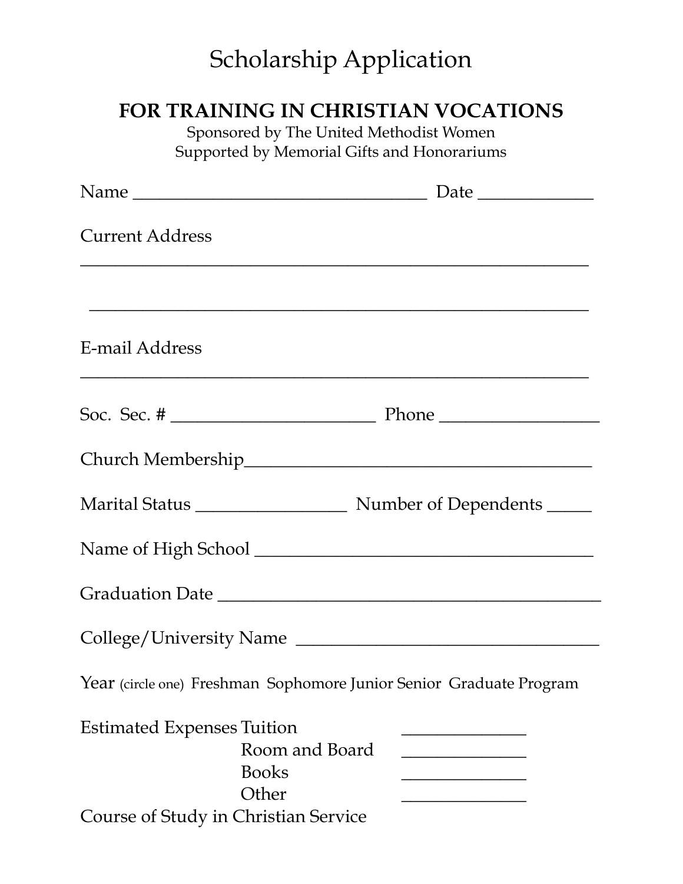# Scholarship Application

## FOR TRAINING IN CHRISTIAN VOCATIONS

Sponsored by The United Methodist Women
Supported by Memorial Gifts and Honorariums

Name ________________________________ Date ____________

Current Address

________________________________________________________

________________________________________________________

E-mail Address

________________________________________________________

Soc. Sec. # ______________________ Phone ________________

Church Membership______________________________________

Marital Status ________________ Number of Dependents _____

Name of High School ____________________________________

Graduation Date ________________________________________

College/University Name _________________________________

Year (circle one) Freshman Sophomore Junior Senior Graduate Program

Estimated Expenses

| | |
|---|---|
| Tuition | _____________ |
| Room and Board | _____________ |
| Books | _____________ |
| Other | _____________ |

Course of Study in Christian Service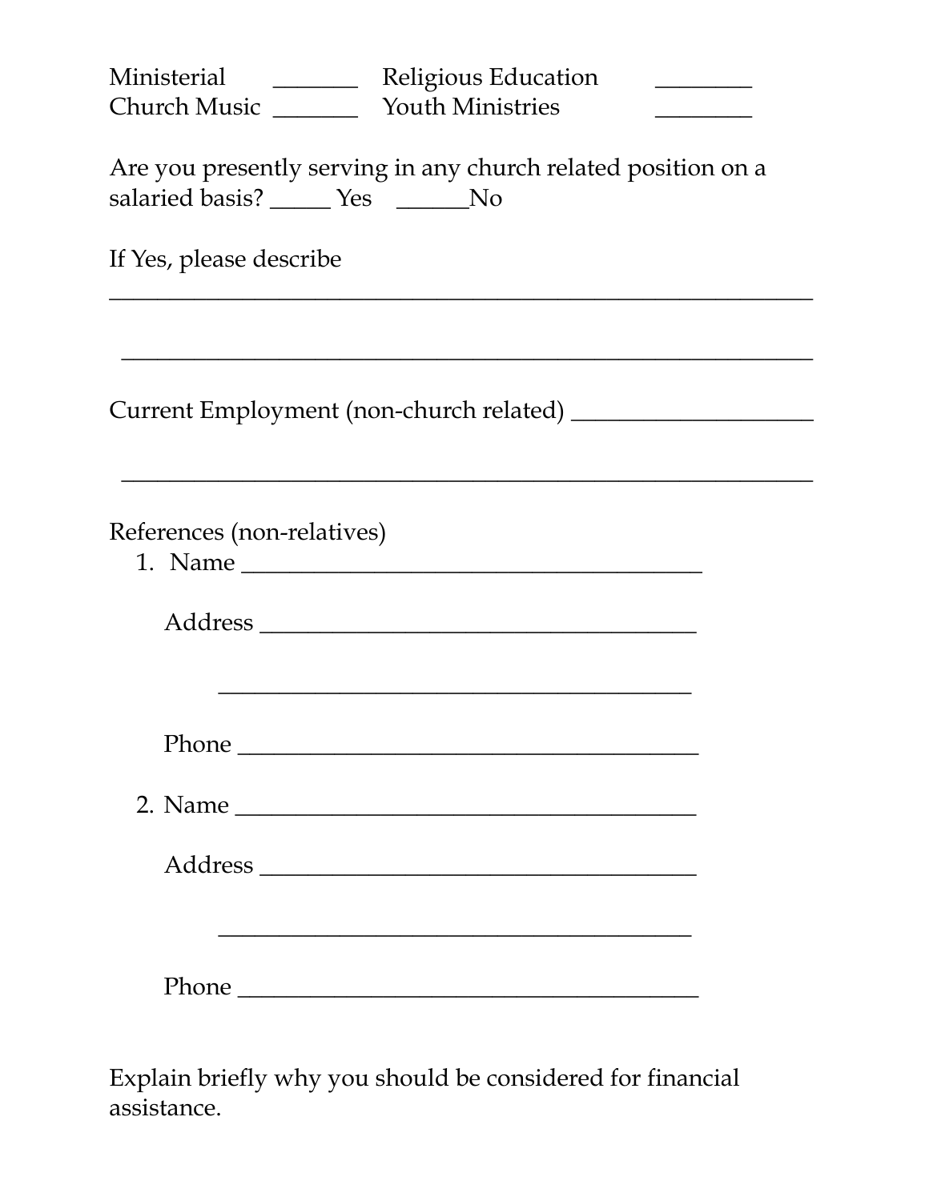| | | | |
|---|---|---|---|
| Ministerial | _______ | Religious Education | ________ |
| Church Music | _______ | Youth Ministries | ________ |

Are you presently serving in any church related position on a salaried basis? _____ Yes ______No

If Yes, please describe
______________________________________________________________

______________________________________________________________

Current Employment (non-church related) ____________________

______________________________________________________________

References (non-relatives)

1. Name ________________________________________

   Address ______________________________________

   ______________________________________

   Phone ________________________________________

2. Name ________________________________________

   Address ______________________________________

   ______________________________________

   Phone ________________________________________

Explain briefly why you should be considered for financial assistance.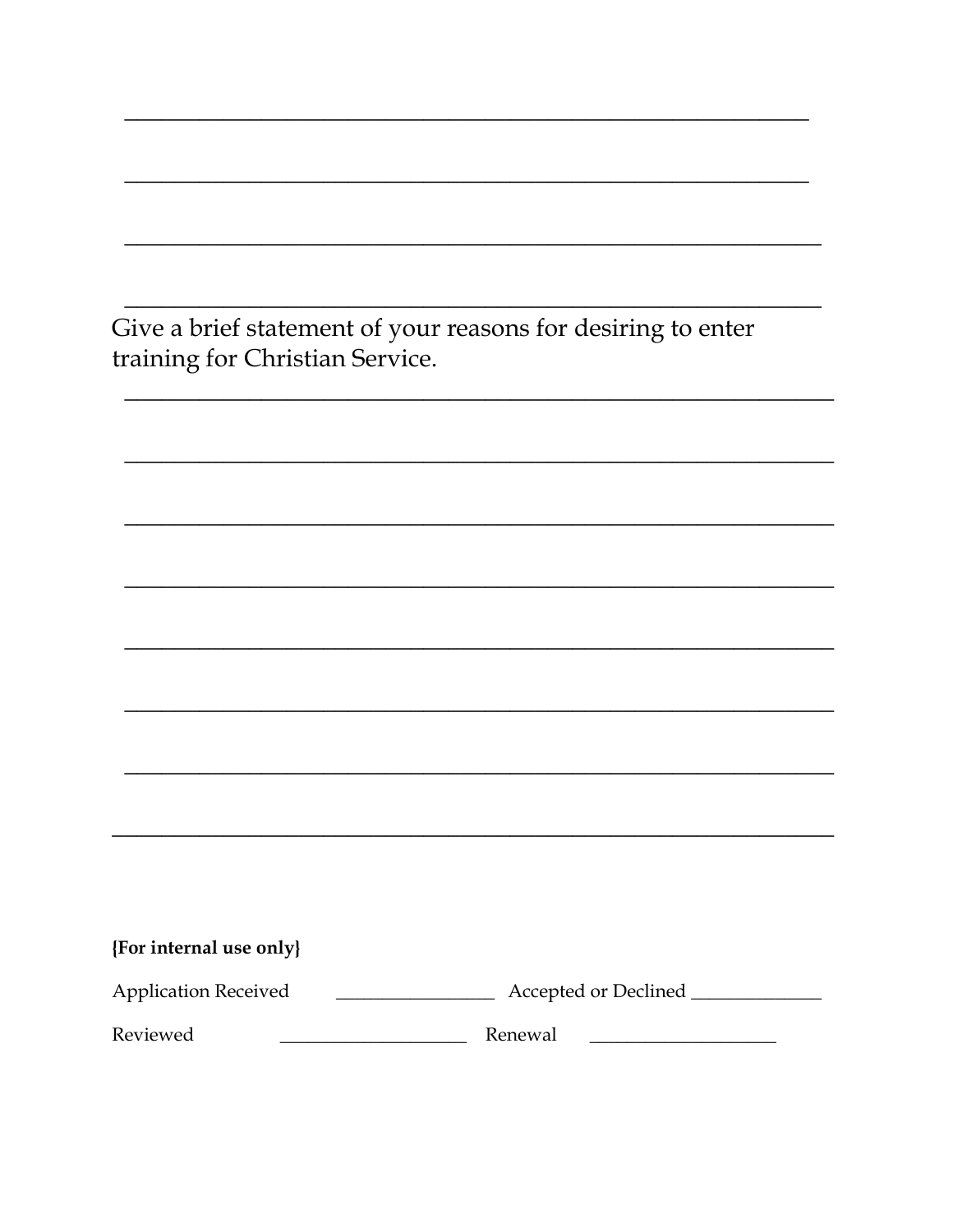\_\_\_\_\_\_\_\_\_\_\_\_\_\_\_\_\_\_\_\_\_\_\_\_\_\_\_\_\_\_\_\_\_\_\_\_\_\_\_\_\_\_\_\_\_\_\_\_\_\_\_\_\_\_\_\_\_\_\_\_\_\_

\_\_\_\_\_\_\_\_\_\_\_\_\_\_\_\_\_\_\_\_\_\_\_\_\_\_\_\_\_\_\_\_\_\_\_\_\_\_\_\_\_\_\_\_\_\_\_\_\_\_\_\_\_\_\_\_\_\_\_\_\_\_

\_\_\_\_\_\_\_\_\_\_\_\_\_\_\_\_\_\_\_\_\_\_\_\_\_\_\_\_\_\_\_\_\_\_\_\_\_\_\_\_\_\_\_\_\_\_\_\_\_\_\_\_\_\_\_\_\_\_\_\_\_\_

\_\_\_\_\_\_\_\_\_\_\_\_\_\_\_\_\_\_\_\_\_\_\_\_\_\_\_\_\_\_\_\_\_\_\_\_\_\_\_\_\_\_\_\_\_\_\_\_\_\_\_\_\_\_\_\_\_\_\_\_\_\_

Give a brief statement of your reasons for desiring to enter training for Christian Service.

\_\_\_\_\_\_\_\_\_\_\_\_\_\_\_\_\_\_\_\_\_\_\_\_\_\_\_\_\_\_\_\_\_\_\_\_\_\_\_\_\_\_\_\_\_\_\_\_\_\_\_\_\_\_\_\_\_\_\_\_\_\_

\_\_\_\_\_\_\_\_\_\_\_\_\_\_\_\_\_\_\_\_\_\_\_\_\_\_\_\_\_\_\_\_\_\_\_\_\_\_\_\_\_\_\_\_\_\_\_\_\_\_\_\_\_\_\_\_\_\_\_\_\_\_

\_\_\_\_\_\_\_\_\_\_\_\_\_\_\_\_\_\_\_\_\_\_\_\_\_\_\_\_\_\_\_\_\_\_\_\_\_\_\_\_\_\_\_\_\_\_\_\_\_\_\_\_\_\_\_\_\_\_\_\_\_\_

\_\_\_\_\_\_\_\_\_\_\_\_\_\_\_\_\_\_\_\_\_\_\_\_\_\_\_\_\_\_\_\_\_\_\_\_\_\_\_\_\_\_\_\_\_\_\_\_\_\_\_\_\_\_\_\_\_\_\_\_\_\_

\_\_\_\_\_\_\_\_\_\_\_\_\_\_\_\_\_\_\_\_\_\_\_\_\_\_\_\_\_\_\_\_\_\_\_\_\_\_\_\_\_\_\_\_\_\_\_\_\_\_\_\_\_\_\_\_\_\_\_\_\_\_

\_\_\_\_\_\_\_\_\_\_\_\_\_\_\_\_\_\_\_\_\_\_\_\_\_\_\_\_\_\_\_\_\_\_\_\_\_\_\_\_\_\_\_\_\_\_\_\_\_\_\_\_\_\_\_\_\_\_\_\_\_\_

\_\_\_\_\_\_\_\_\_\_\_\_\_\_\_\_\_\_\_\_\_\_\_\_\_\_\_\_\_\_\_\_\_\_\_\_\_\_\_\_\_\_\_\_\_\_\_\_\_\_\_\_\_\_\_\_\_\_\_\_\_\_

\_\_\_\_\_\_\_\_\_\_\_\_\_\_\_\_\_\_\_\_\_\_\_\_\_\_\_\_\_\_\_\_\_\_\_\_\_\_\_\_\_\_\_\_\_\_\_\_\_\_\_\_\_\_\_\_\_\_\_\_\_\_

**{For internal use only}**

Application Received \_\_\_\_\_\_\_\_\_\_\_\_\_\_\_\_ Accepted or Declined \_\_\_\_\_\_\_\_\_\_\_\_\_\_

Reviewed \_\_\_\_\_\_\_\_\_\_\_\_\_\_\_\_\_\_\_\_ Renewal \_\_\_\_\_\_\_\_\_\_\_\_\_\_\_\_\_\_\_\_